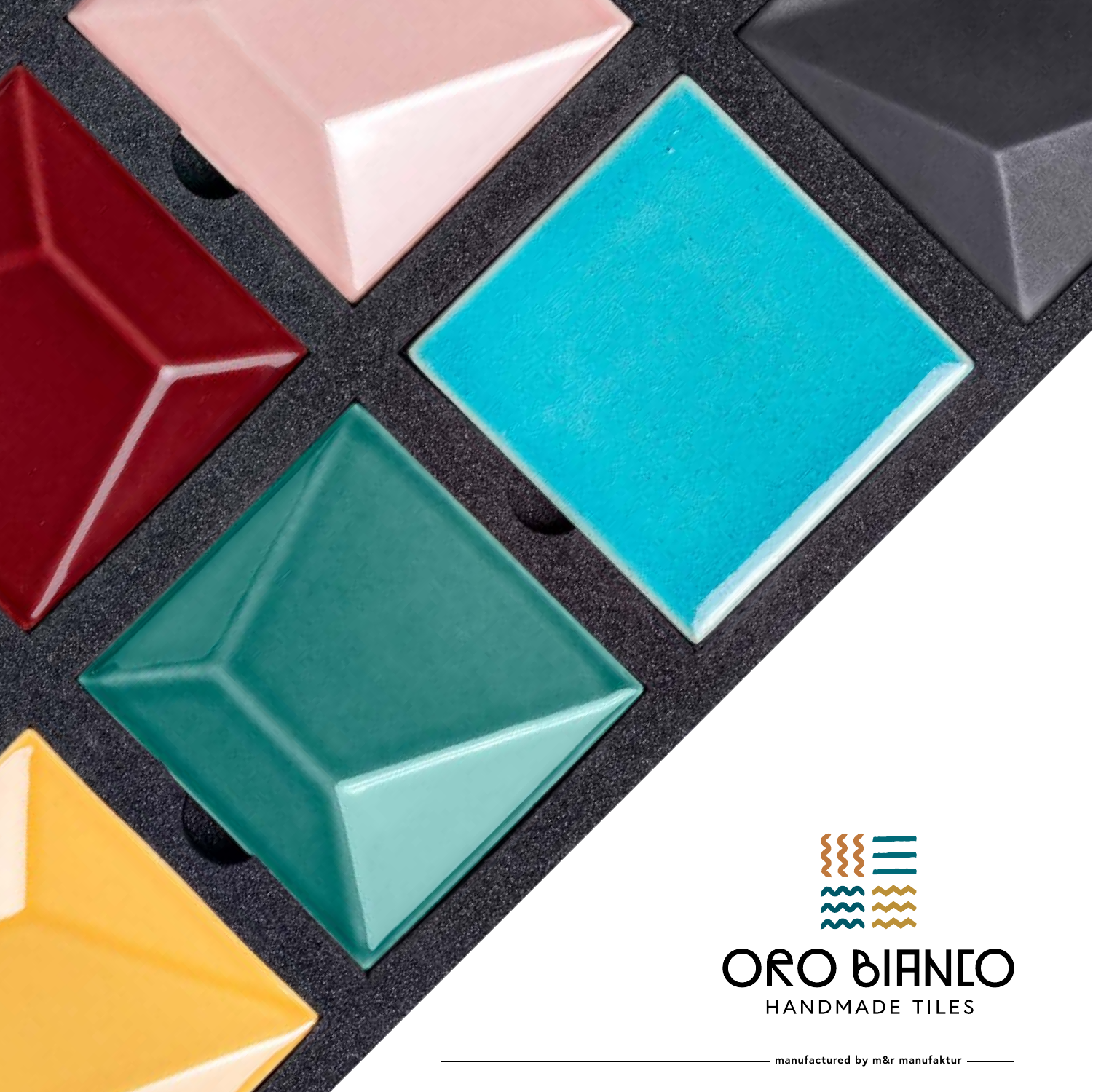# ORO BIANCO

HANDMADE TILES

manufactured by m&r manufaktur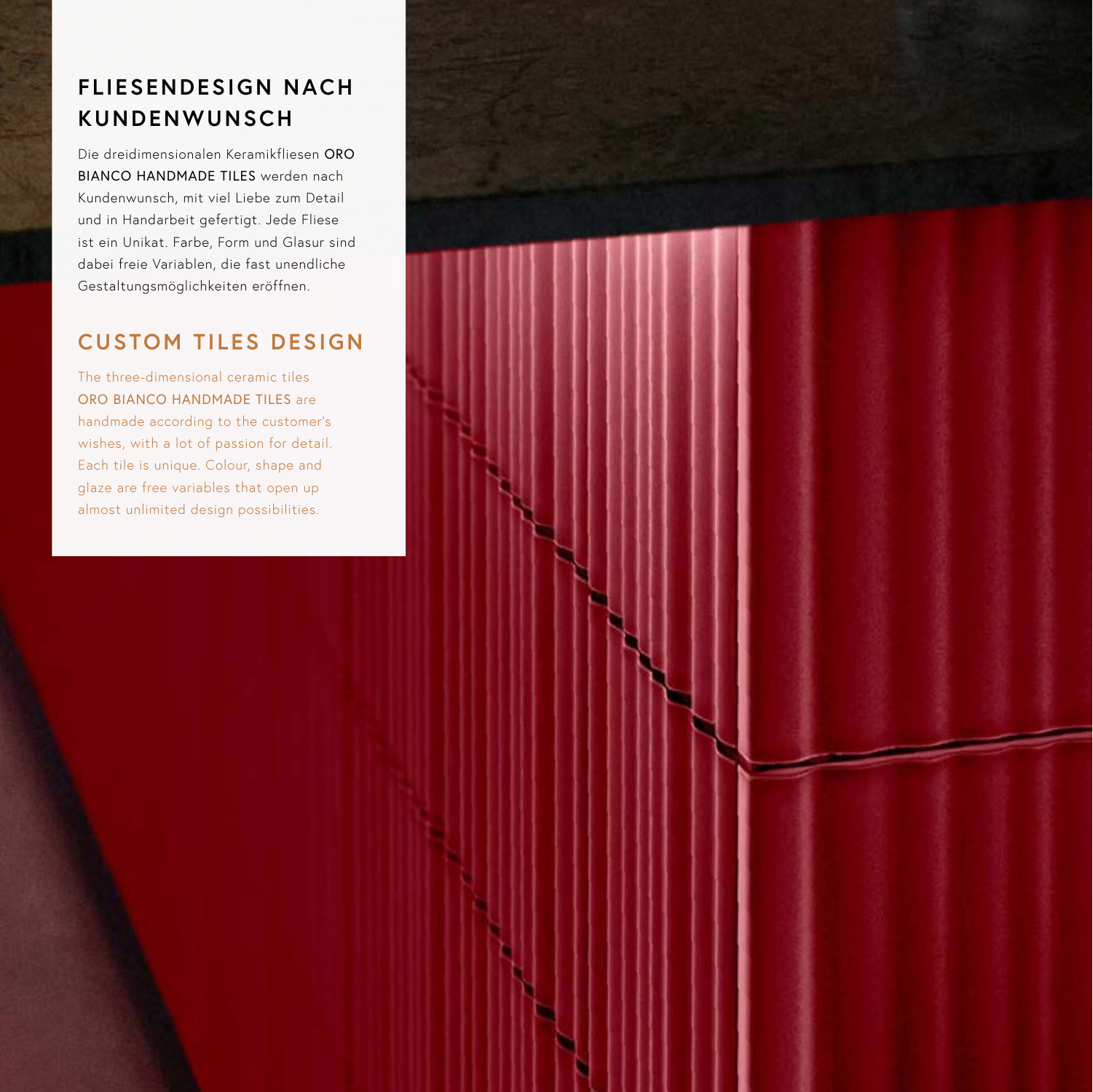## FLIESENDESIGN NACH KUNDENWUNSCH

Die dreidimensionalen Keramikfliesen **ORO BIANCO HANDMADE TILES** werden nach Kundenwunsch, mit viel Liebe zum Detail und in Handarbeit gefertigt. Jede Fliese ist ein Unikat. Farbe, Form und Glasur sind dabei freie Variablen, die fast unendliche Gestaltungsmöglichkeiten eröffnen.

## CUSTOM TILES DESIGN

The three-dimensional ceramic tiles **ORO BIANCO HANDMADE TILES** are handmade according to the customer's wishes, with a lot of passion for detail. Each tile is unique. Colour, shape and glaze are free variables that open up almost unlimited design possibilities.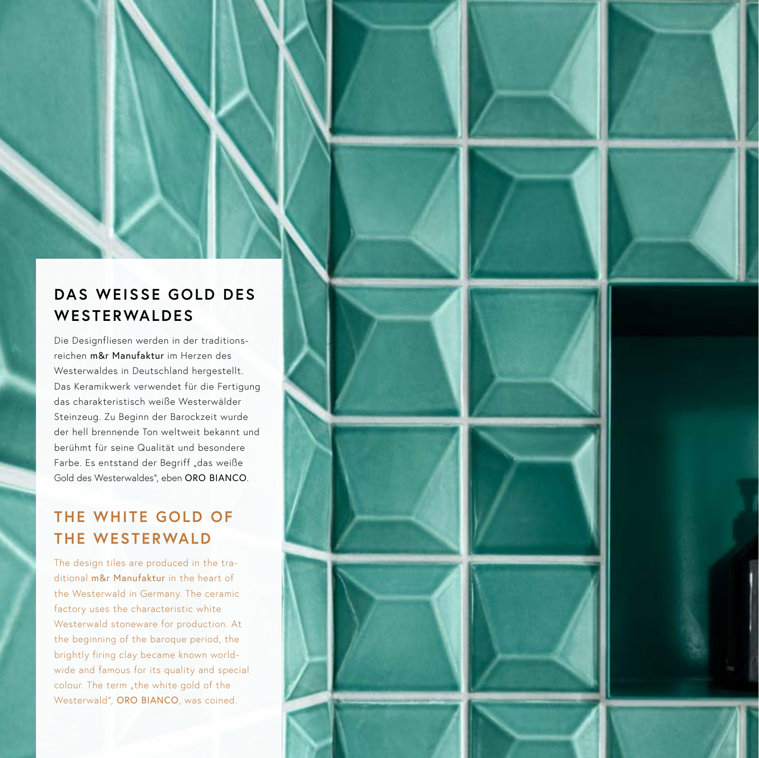## DAS WEISSE GOLD DES WESTERWALDES

Die Designfliesen werden in der traditionsreichen **m&r Manufaktur** im Herzen des Westerwaldes in Deutschland hergestellt. Das Keramikwerk verwendet für die Fertigung das charakteristisch weiße Westerwälder Steinzeug. Zu Beginn der Barockzeit wurde der hell brennende Ton weltweit bekannt und berühmt für seine Qualität und besondere Farbe. Es entstand der Begriff „das weiße Gold des Westerwaldes", eben **ORO BIANCO**.

## THE WHITE GOLD OF THE WESTERWALD

The design tiles are produced in the traditional **m&r Manufaktur** in the heart of the Westerwald in Germany. The ceramic factory uses the characteristic white Westerwald stoneware for production. At the beginning of the baroque period, the brightly firing clay became known worldwide and famous for its quality and special colour. The term „the white gold of the Westerwald", **ORO BIANCO**, was coined.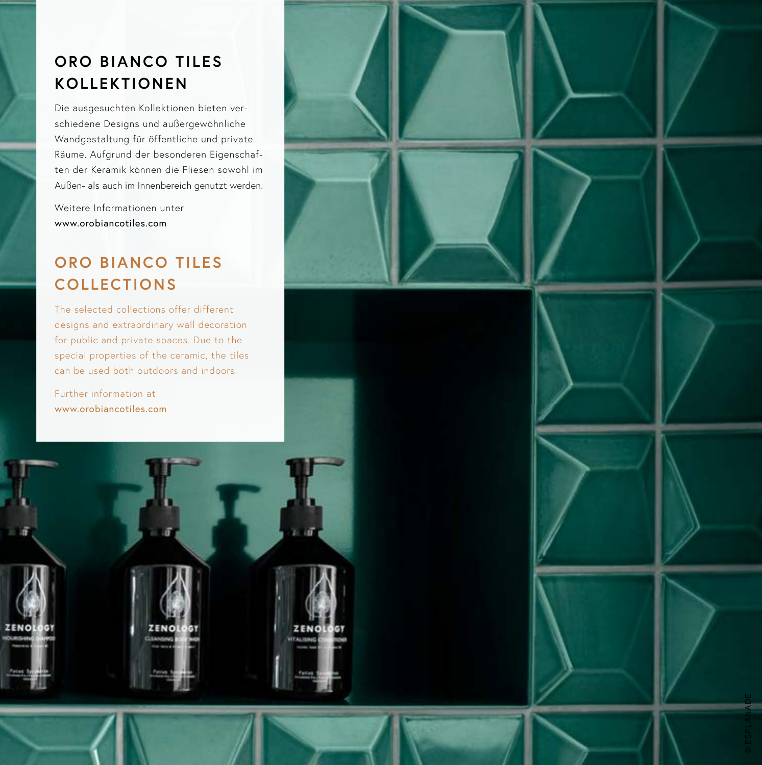## ORO BIANCO TILES KOLLEKTIONEN

Die ausgesuchten Kollektionen bieten verschiedene Designs und außergewöhnliche Wandgestaltung für öffentliche und private Räume. Aufgrund der besonderen Eigenschaften der Keramik können die Fliesen sowohl im Außen- als auch im Innenbereich genutzt werden.

Weitere Informationen unter
www.orobiancotiles.com

## ORO BIANCO TILES COLLECTIONS

The selected collections offer different designs and extraordinary wall decoration for public and private spaces. Due to the special properties of the ceramic, the tiles can be used both outdoors and indoors.

Further information at
www.orobiancotiles.com

© ESPLANADE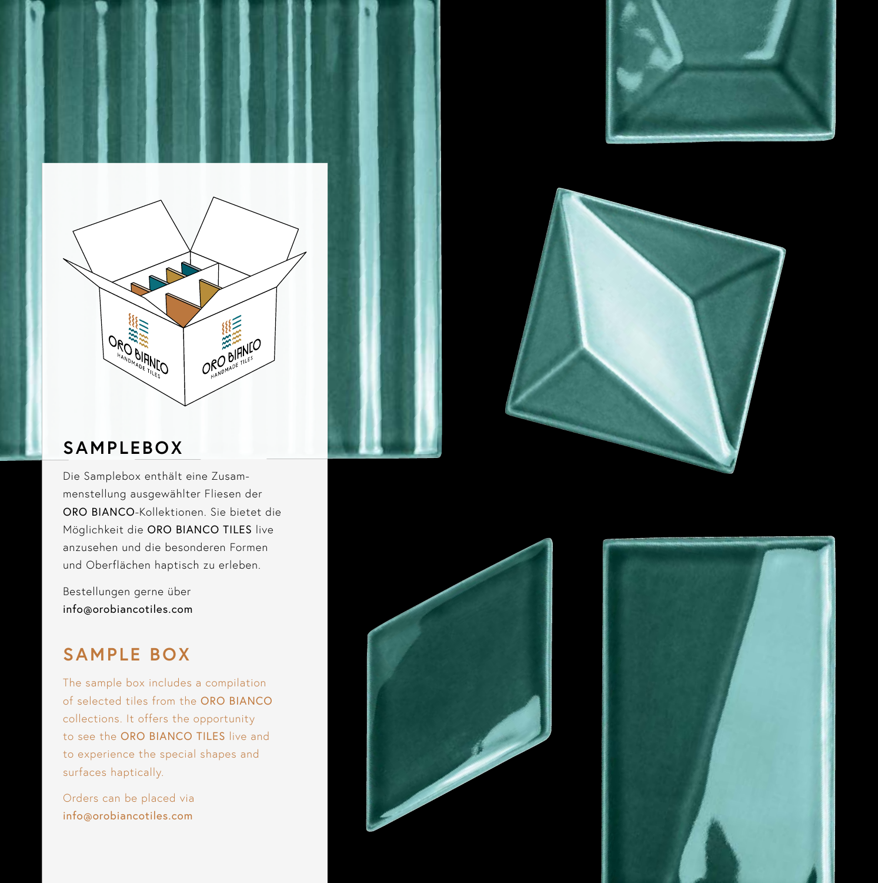## SAMPLEBOX

Die Samplebox enthält eine Zusammenstellung ausgewählter Fliesen der ORO BIANCO-Kollektionen. Sie bietet die Möglichkeit die ORO BIANCO TILES live anzusehen und die besonderen Formen und Oberflächen haptisch zu erleben.

Bestellungen gerne über
info@orobiancotiles.com

## SAMPLE BOX

The sample box includes a compilation of selected tiles from the ORO BIANCO collections. It offers the opportunity to see the ORO BIANCO TILES live and to experience the special shapes and surfaces haptically.

Orders can be placed via
info@orobiancotiles.com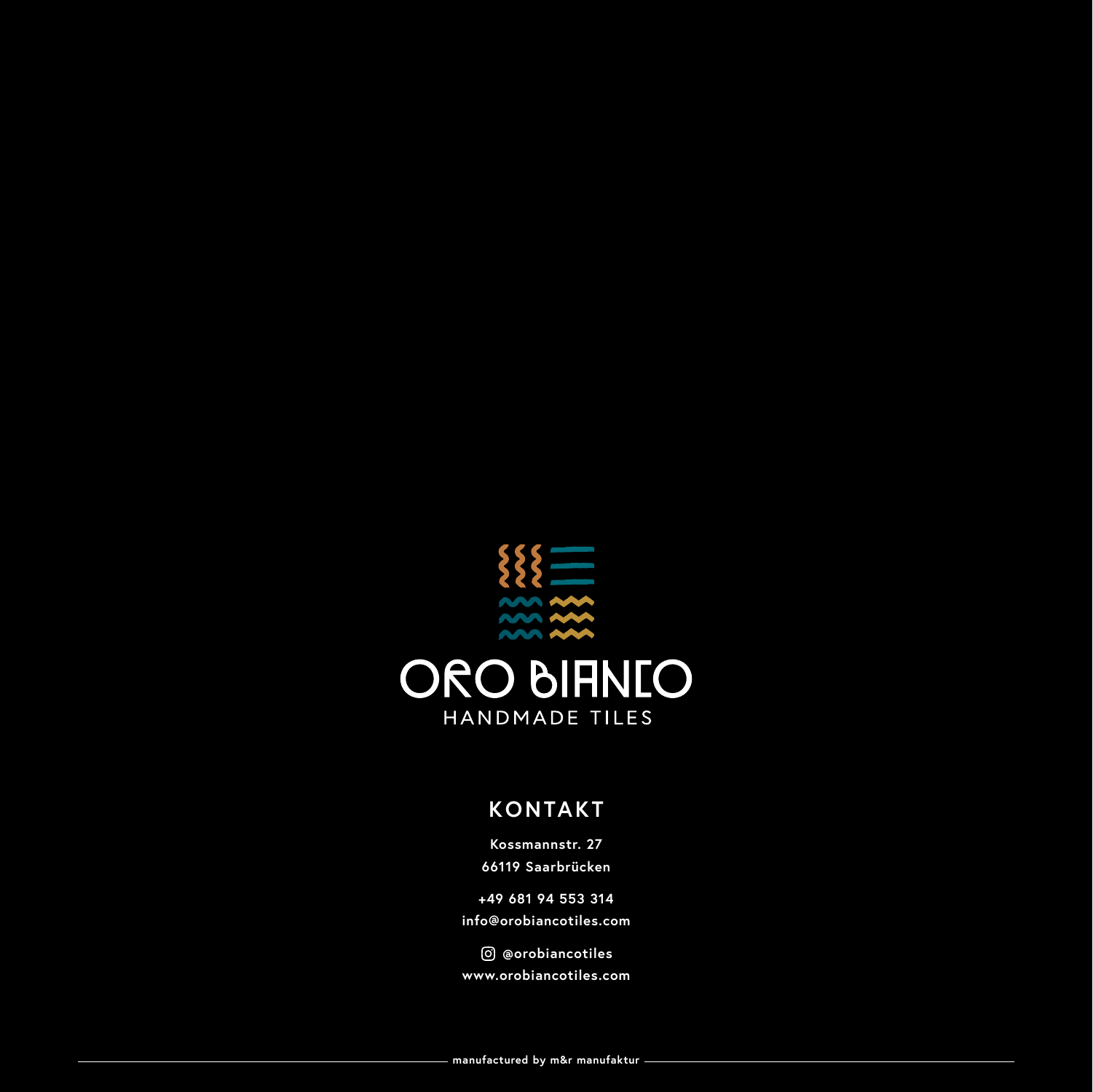ORO BIANCO

HANDMADE TILES

## KONTAKT

**Kossmannstr. 27**
**66119 Saarbrücken**

**+49 681 94 553 314**
**info@orobiancotiles.com**

**@orobiancotiles**
**www.orobiancotiles.com**

**manufactured by m&r manufaktur**